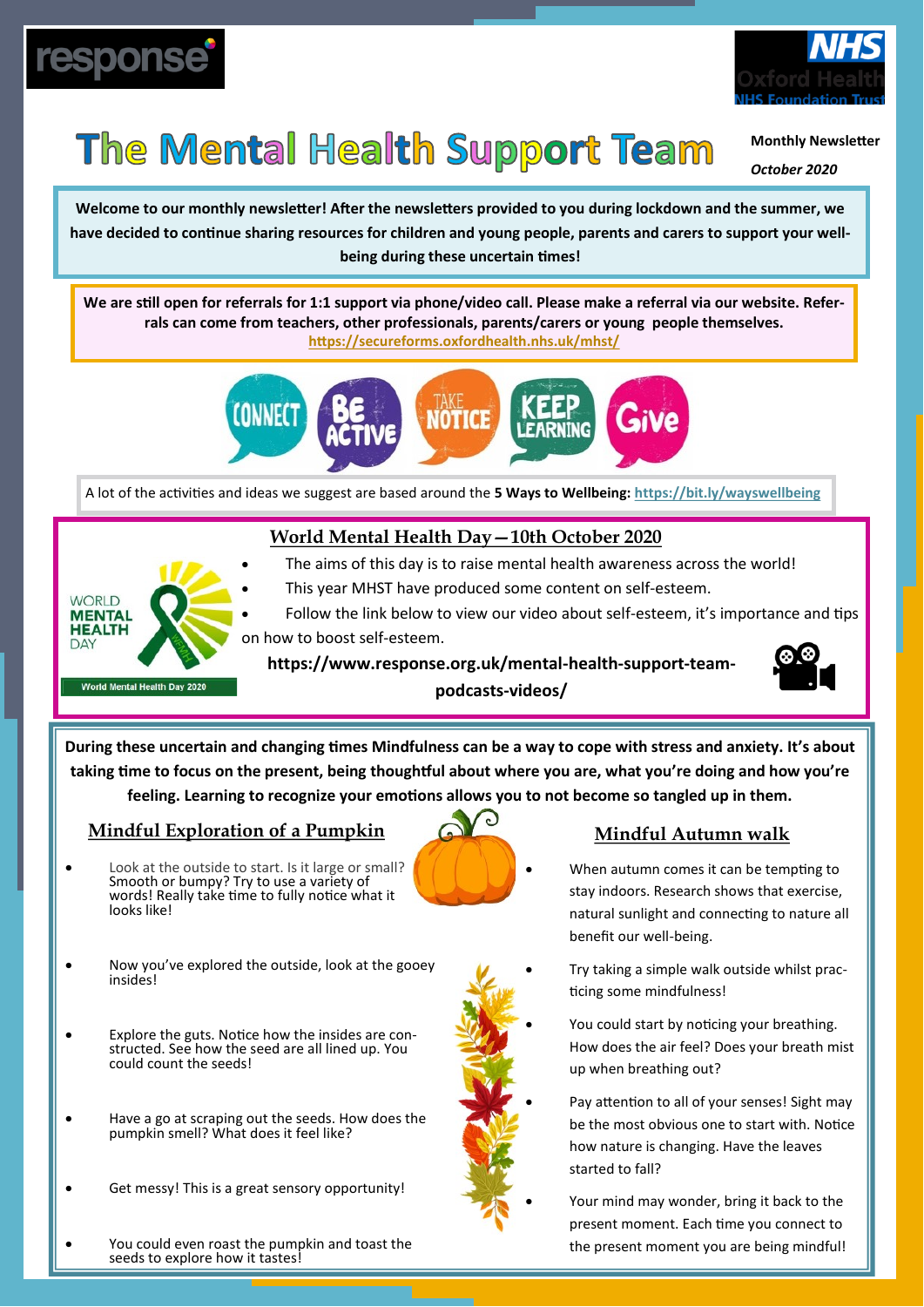response

NHS Oxford Health NHS Foundation Trust

# The Mental Health Support Team

**Monthly Newsletter**

***October 2020***

**Welcome to our monthly newsletter! After the newsletters provided to you during lockdown and the summer, we have decided to continue sharing resources for children and young people, parents and carers to support your well-being during these uncertain times!**

**We are still open for referrals for 1:1 support via phone/video call. Please make a referral via our website. Referrals can come from teachers, other professionals, parents/carers or young people themselves.**
**https://secureforms.oxfordhealth.nhs.uk/mhst/**

CONNECT · BE ACTIVE · TAKE NOTICE · KEEP LEARNING · Give

A lot of the activities and ideas we suggest are based around the **5 Ways to Wellbeing:** **https://bit.ly/wayswellbeing**

## World Mental Health Day—10th October 2020

- The aims of this day is to raise mental health awareness across the world!
- This year MHST have produced some content on self-esteem.
- Follow the link below to view our video about self-esteem, it's importance and tips on how to boost self-esteem.

**https://www.response.org.uk/mental-health-support-team-podcasts-videos/**

**During these uncertain and changing times Mindfulness can be a way to cope with stress and anxiety. It's about taking time to focus on the present, being thoughtful about where you are, what you're doing and how you're feeling. Learning to recognize your emotions allows you to not become so tangled up in them.**

### Mindful Exploration of a Pumpkin

- Look at the outside to start. Is it large or small? Smooth or bumpy? Try to use a variety of words! Really take time to fully notice what it looks like!
- Now you've explored the outside, look at the gooey insides!
- Explore the guts. Notice how the insides are constructed. See how the seed are all lined up. You could count the seeds!
- Have a go at scraping out the seeds. How does the pumpkin smell? What does it feel like?
- Get messy! This is a great sensory opportunity!
- You could even roast the pumpkin and toast the seeds to explore how it tastes!

### Mindful Autumn walk

- When autumn comes it can be tempting to stay indoors. Research shows that exercise, natural sunlight and connecting to nature all benefit our well-being.
- Try taking a simple walk outside whilst practicing some mindfulness!
- You could start by noticing your breathing. How does the air feel? Does your breath mist up when breathing out?
- Pay attention to all of your senses! Sight may be the most obvious one to start with. Notice how nature is changing. Have the leaves started to fall?
- Your mind may wonder, bring it back to the present moment. Each time you connect to the present moment you are being mindful!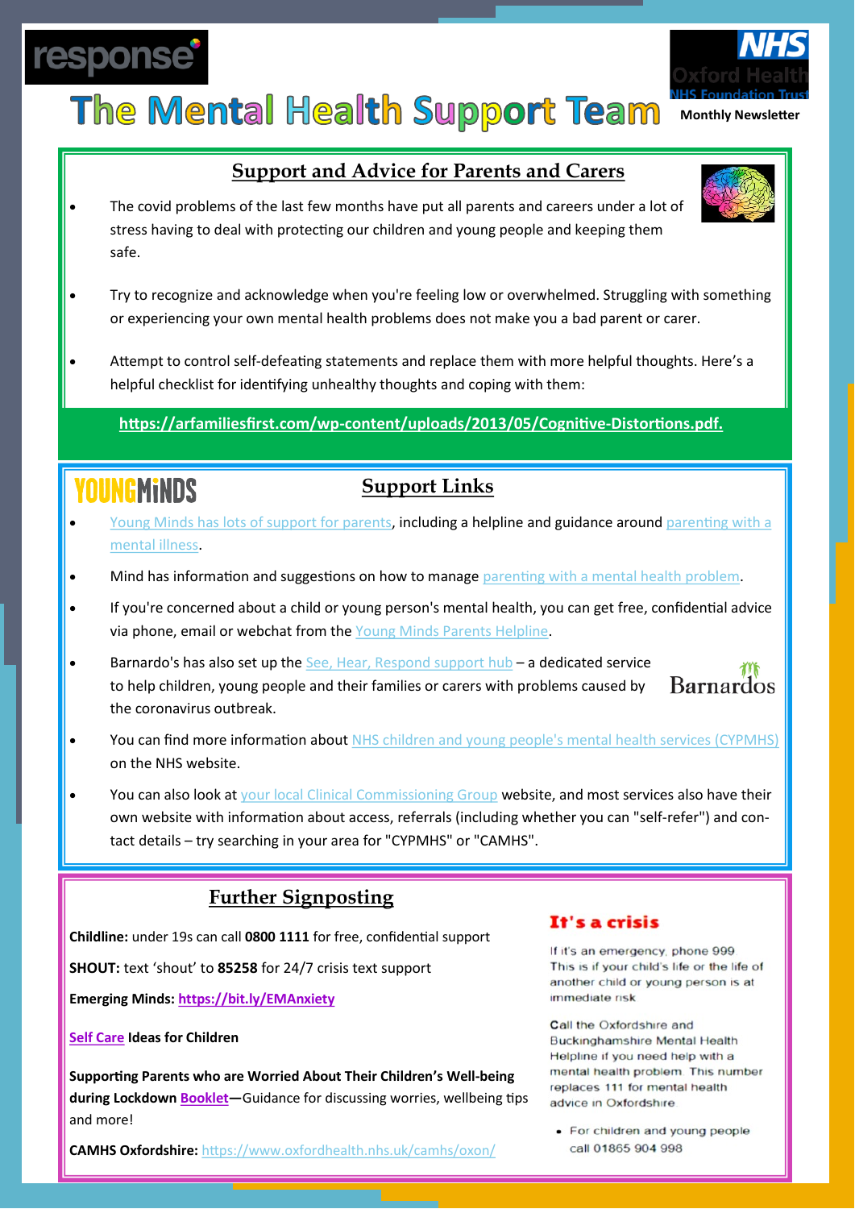response

# The Mental Health Support Team

NHS Oxford Health NHS Foundation Trust

Monthly Newsletter

## Support and Advice for Parents and Carers

- The covid problems of the last few months have put all parents and careers under a lot of stress having to deal with protecting our children and young people and keeping them safe.
- Try to recognize and acknowledge when you're feeling low or overwhelmed. Struggling with something or experiencing your own mental health problems does not make you a bad parent or carer.
- Attempt to control self-defeating statements and replace them with more helpful thoughts. Here's a helpful checklist for identifying unhealthy thoughts and coping with them:

**https://arfamiliesfirst.com/wp-content/uploads/2013/05/Cognitive-Distortions.pdf.**

## Support Links

YOUNGMINDS

- Young Minds has lots of support for parents, including a helpline and guidance around parenting with a mental illness.
- Mind has information and suggestions on how to manage parenting with a mental health problem.
- If you're concerned about a child or young person's mental health, you can get free, confidential advice via phone, email or webchat from the Young Minds Parents Helpline.
- Barnardo's has also set up the See, Hear, Respond support hub – a dedicated service to help children, young people and their families or carers with problems caused by the coronavirus outbreak.
- You can find more information about NHS children and young people's mental health services (CYPMHS) on the NHS website.
- You can also look at your local Clinical Commissioning Group website, and most services also have their own website with information about access, referrals (including whether you can "self-refer") and contact details – try searching in your area for "CYPMHS" or "CAMHS".

Barnardos

## Further Signposting

**Childline:** under 19s can call **0800 1111** for free, confidential support

**SHOUT:** text 'shout' to **85258** for 24/7 crisis text support

**Emerging Minds: https://bit.ly/EMAnxiety**

**Self Care Ideas for Children**

**Supporting Parents who are Worried About Their Children's Well-being during Lockdown Booklet**—Guidance for discussing worries, wellbeing tips and more!

**CAMHS Oxfordshire:** https://www.oxfordhealth.nhs.uk/camhs/oxon/

### It's a crisis

If it's an emergency, phone 999. This is if your child's life or the life of another child or young person is at immediate risk

Call the Oxfordshire and Buckinghamshire Mental Health Helpline if you need help with a mental health problem. This number replaces 111 for mental health advice in Oxfordshire

- For children and young people call 01865 904 998